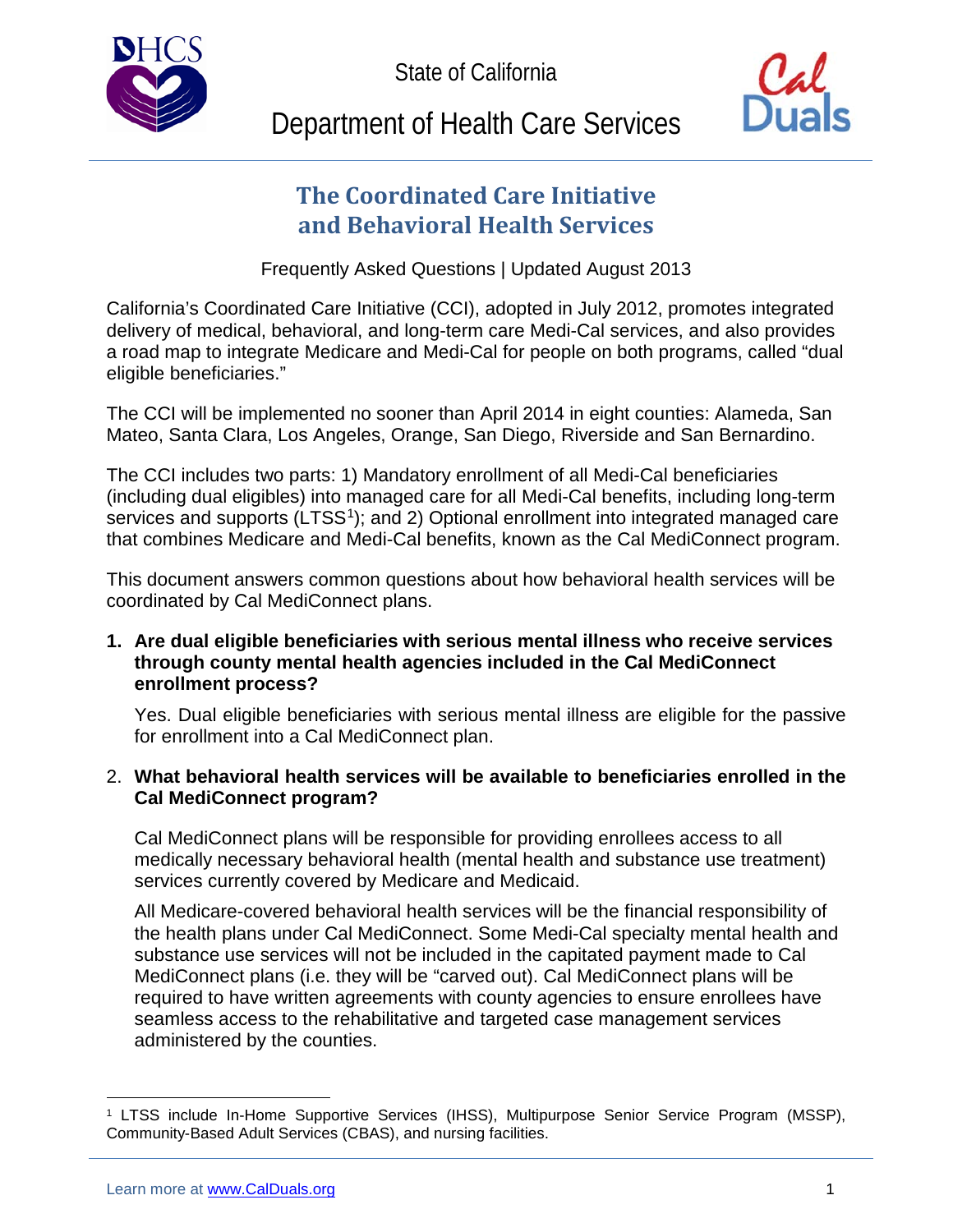State of California

Department of Health Care Services

# The Coordinated Care Initiative and Behavioral Health Services

Frequently Asked Questions | Updated August 2013

California's Coordinated Care Initiative (CCI), adopted in July 2012, promotes integrated delivery of medical, behavioral, and long-term care Medi-Cal services, and also provides a road map to integrate Medicare and Medi-Cal for people on both programs, called "dual eligible beneficiaries."

The CCI will be implemented no sooner than April 2014 in eight counties: Alameda, San Mateo, Santa Clara, Los Angeles, Orange, San Diego, Riverside and San Bernardino.

The CCI includes two parts: 1) Mandatory enrollment of all Medi-Cal beneficiaries (including dual eligibles) into managed care for all Medi-Cal benefits, including long-term services and supports (LTSS[1]); and 2) Optional enrollment into integrated managed care that combines Medicare and Medi-Cal benefits, known as the Cal MediConnect program.

This document answers common questions about how behavioral health services will be coordinated by Cal MediConnect plans.

1. **Are dual eligible beneficiaries with serious mental illness who receive services through county mental health agencies included in the Cal MediConnect enrollment process?**

   Yes. Dual eligible beneficiaries with serious mental illness are eligible for the passive for enrollment into a Cal MediConnect plan.

2. **What behavioral health services will be available to beneficiaries enrolled in the Cal MediConnect program?**

   Cal MediConnect plans will be responsible for providing enrollees access to all medically necessary behavioral health (mental health and substance use treatment) services currently covered by Medicare and Medicaid.

   All Medicare-covered behavioral health services will be the financial responsibility of the health plans under Cal MediConnect. Some Medi-Cal specialty mental health and substance use services will not be included in the capitated payment made to Cal MediConnect plans (i.e. they will be "carved out). Cal MediConnect plans will be required to have written agreements with county agencies to ensure enrollees have seamless access to the rehabilitative and targeted case management services administered by the counties.

[1] LTSS include In-Home Supportive Services (IHSS), Multipurpose Senior Service Program (MSSP), Community-Based Adult Services (CBAS), and nursing facilities.

Learn more at www.CalDuals.org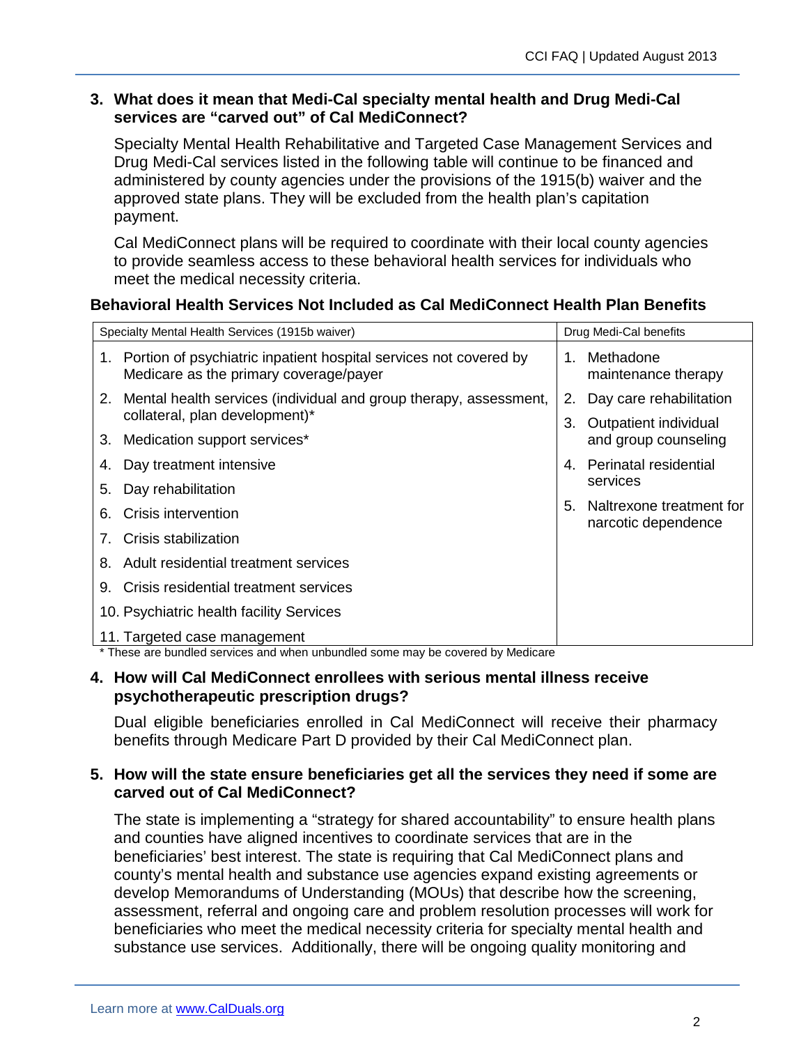**3. What does it mean that Medi-Cal specialty mental health and Drug Medi-Cal services are "carved out" of Cal MediConnect?**

Specialty Mental Health Rehabilitative and Targeted Case Management Services and Drug Medi-Cal services listed in the following table will continue to be financed and administered by county agencies under the provisions of the 1915(b) waiver and the approved state plans. They will be excluded from the health plan's capitation payment.

Cal MediConnect plans will be required to coordinate with their local county agencies to provide seamless access to these behavioral health services for individuals who meet the medical necessity criteria.

**Behavioral Health Services Not Included as Cal MediConnect Health Plan Benefits**

| Specialty Mental Health Services (1915b waiver) | Drug Medi-Cal benefits |
|---|---|
| 1. Portion of psychiatric inpatient hospital services not covered by Medicare as the primary coverage/payer | 1. Methadone maintenance therapy |
| 2. Mental health services (individual and group therapy, assessment, collateral, plan development)* | 2. Day care rehabilitation |
| 3. Medication support services* | 3. Outpatient individual and group counseling |
| 4. Day treatment intensive | 4. Perinatal residential services |
| 5. Day rehabilitation | 5. Naltrexone treatment for narcotic dependence |
| 6. Crisis intervention | |
| 7. Crisis stabilization | |
| 8. Adult residential treatment services | |
| 9. Crisis residential treatment services | |
| 10. Psychiatric health facility Services | |
| 11. Targeted case management | |

\* These are bundled services and when unbundled some may be covered by Medicare

**4. How will Cal MediConnect enrollees with serious mental illness receive psychotherapeutic prescription drugs?**

Dual eligible beneficiaries enrolled in Cal MediConnect will receive their pharmacy benefits through Medicare Part D provided by their Cal MediConnect plan.

**5. How will the state ensure beneficiaries get all the services they need if some are carved out of Cal MediConnect?**

The state is implementing a "strategy for shared accountability" to ensure health plans and counties have aligned incentives to coordinate services that are in the beneficiaries' best interest. The state is requiring that Cal MediConnect plans and county's mental health and substance use agencies expand existing agreements or develop Memorandums of Understanding (MOUs) that describe how the screening, assessment, referral and ongoing care and problem resolution processes will work for beneficiaries who meet the medical necessity criteria for specialty mental health and substance use services. Additionally, there will be ongoing quality monitoring and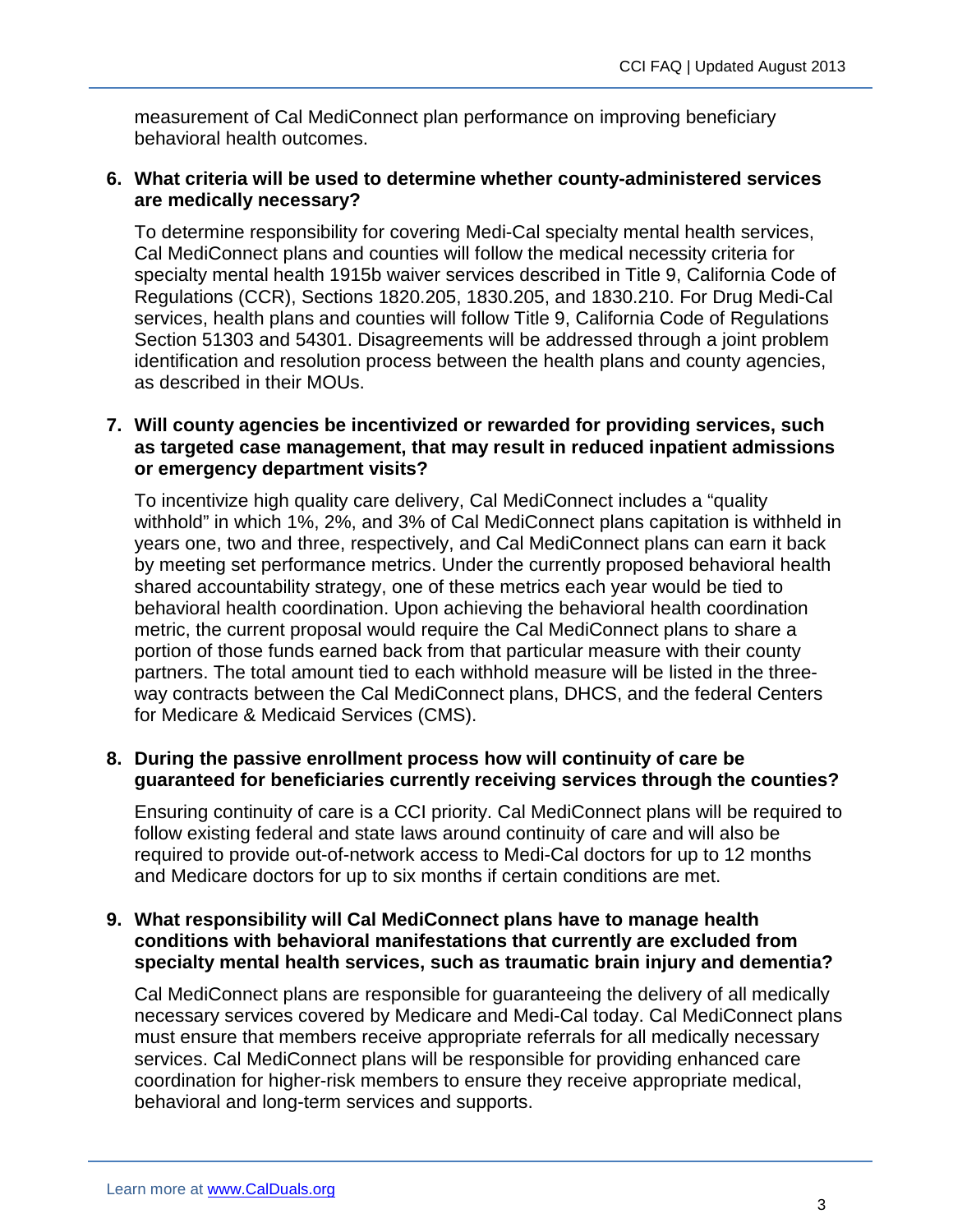measurement of Cal MediConnect plan performance on improving beneficiary behavioral health outcomes.

6. **What criteria will be used to determine whether county-administered services are medically necessary?**

   To determine responsibility for covering Medi-Cal specialty mental health services, Cal MediConnect plans and counties will follow the medical necessity criteria for specialty mental health 1915b waiver services described in Title 9, California Code of Regulations (CCR), Sections 1820.205, 1830.205, and 1830.210. For Drug Medi-Cal services, health plans and counties will follow Title 9, California Code of Regulations Section 51303 and 54301. Disagreements will be addressed through a joint problem identification and resolution process between the health plans and county agencies, as described in their MOUs.

7. **Will county agencies be incentivized or rewarded for providing services, such as targeted case management, that may result in reduced inpatient admissions or emergency department visits?**

   To incentivize high quality care delivery, Cal MediConnect includes a "quality withhold" in which 1%, 2%, and 3% of Cal MediConnect plans capitation is withheld in years one, two and three, respectively, and Cal MediConnect plans can earn it back by meeting set performance metrics. Under the currently proposed behavioral health shared accountability strategy, one of these metrics each year would be tied to behavioral health coordination. Upon achieving the behavioral health coordination metric, the current proposal would require the Cal MediConnect plans to share a portion of those funds earned back from that particular measure with their county partners. The total amount tied to each withhold measure will be listed in the three-way contracts between the Cal MediConnect plans, DHCS, and the federal Centers for Medicare & Medicaid Services (CMS).

8. **During the passive enrollment process how will continuity of care be guaranteed for beneficiaries currently receiving services through the counties?**

   Ensuring continuity of care is a CCI priority. Cal MediConnect plans will be required to follow existing federal and state laws around continuity of care and will also be required to provide out-of-network access to Medi-Cal doctors for up to 12 months and Medicare doctors for up to six months if certain conditions are met.

9. **What responsibility will Cal MediConnect plans have to manage health conditions with behavioral manifestations that currently are excluded from specialty mental health services, such as traumatic brain injury and dementia?**

   Cal MediConnect plans are responsible for guaranteeing the delivery of all medically necessary services covered by Medicare and Medi-Cal today. Cal MediConnect plans must ensure that members receive appropriate referrals for all medically necessary services. Cal MediConnect plans will be responsible for providing enhanced care coordination for higher-risk members to ensure they receive appropriate medical, behavioral and long-term services and supports.